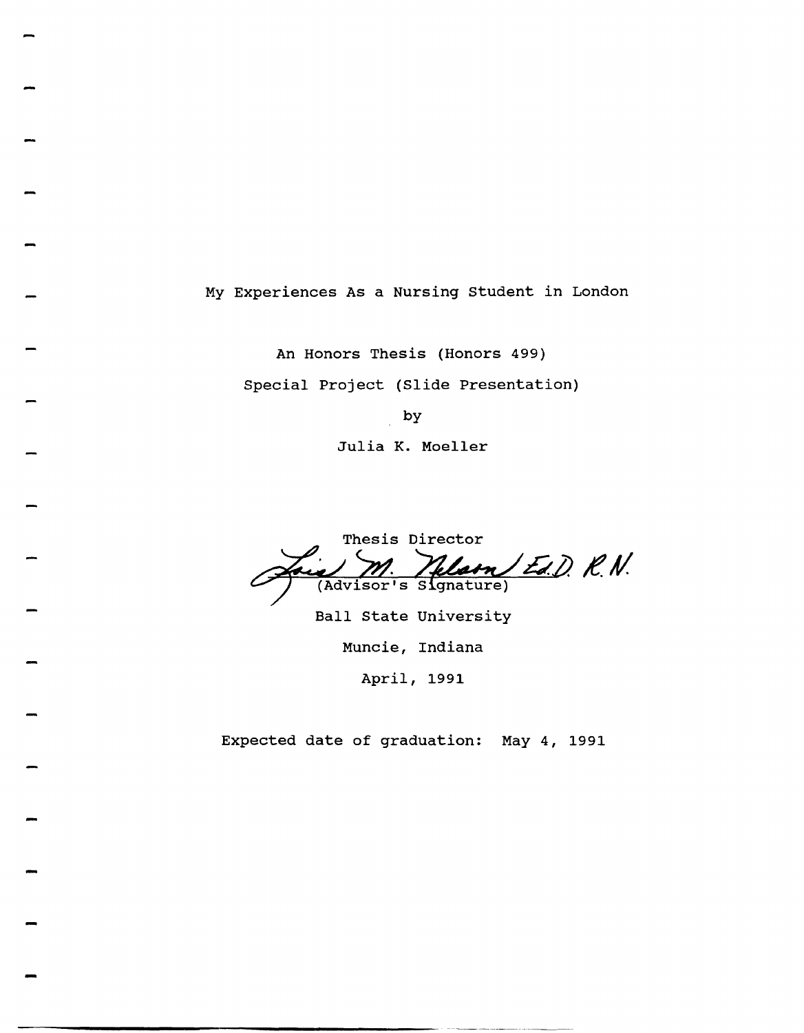# My Experiences As a Nursing Student in London

An Honors Thesis (Honors 499)

Special Project (Slide Presentation)

by

Julia K. Moeller

Thesis Director

Lois M. Nelson Ed.D. R.N.
(Advisor's Signature)

Ball State University

Muncie, Indiana

April, 1991

Expected date of graduation: May 4, 1991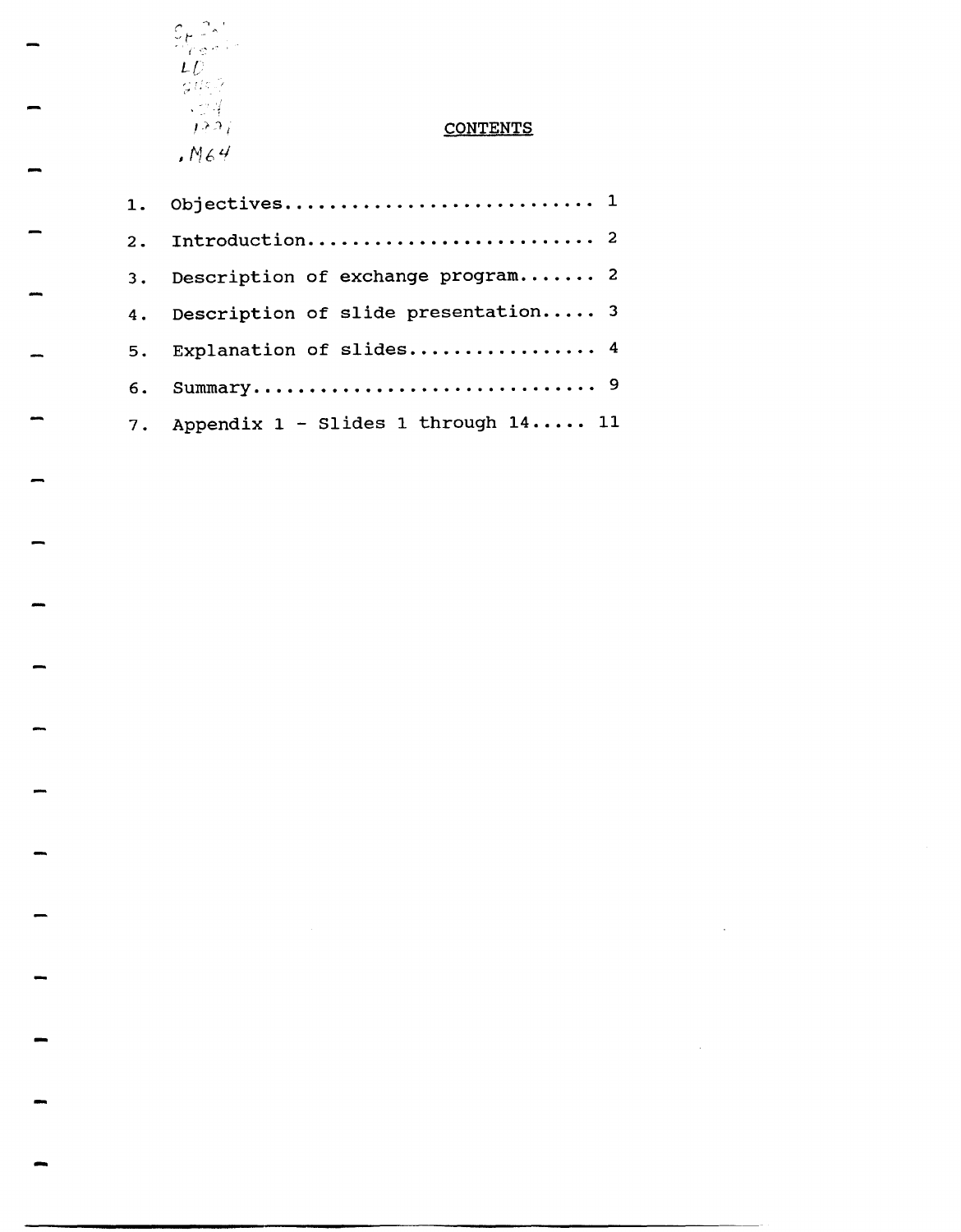## CONTENTS

1. Objectives........................... 1
2. Introduction......................... 2
3. Description of exchange program....... 2
4. Description of slide presentation..... 3
5. Explanation of slides................. 4
6. Summary.............................. 9
7. Appendix 1 - Slides 1 through 14..... 11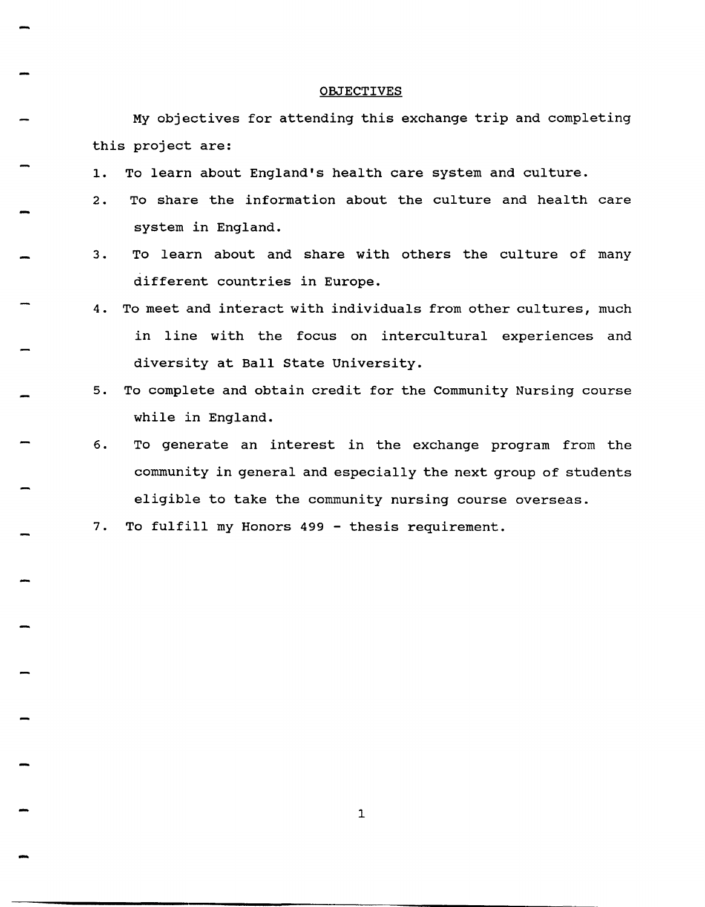## OBJECTIVES

My objectives for attending this exchange trip and completing this project are:

1. To learn about England's health care system and culture.
2. To share the information about the culture and health care system in England.
3. To learn about and share with others the culture of many different countries in Europe.
4. To meet and interact with individuals from other cultures, much in line with the focus on intercultural experiences and diversity at Ball State University.
5. To complete and obtain credit for the Community Nursing course while in England.
6. To generate an interest in the exchange program from the community in general and especially the next group of students eligible to take the community nursing course overseas.
7. To fulfill my Honors 499 - thesis requirement.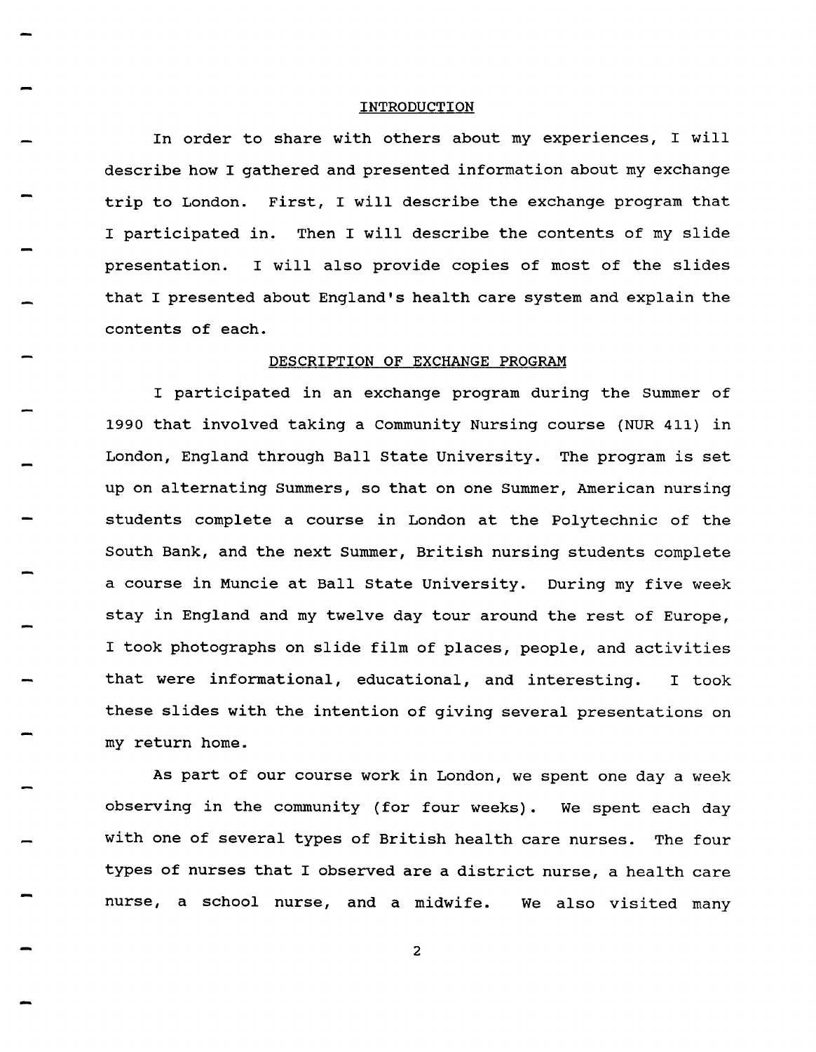## INTRODUCTION

In order to share with others about my experiences, I will describe how I gathered and presented information about my exchange trip to London. First, I will describe the exchange program that I participated in. Then I will describe the contents of my slide presentation. I will also provide copies of most of the slides that I presented about England's health care system and explain the contents of each.

## DESCRIPTION OF EXCHANGE PROGRAM

I participated in an exchange program during the Summer of 1990 that involved taking a Community Nursing course (NUR 411) in London, England through Ball State University. The program is set up on alternating Summers, so that on one Summer, American nursing students complete a course in London at the Polytechnic of the South Bank, and the next Summer, British nursing students complete a course in Muncie at Ball State University. During my five week stay in England and my twelve day tour around the rest of Europe, I took photographs on slide film of places, people, and activities that were informational, educational, and interesting. I took these slides with the intention of giving several presentations on my return home.

As part of our course work in London, we spent one day a week observing in the community (for four weeks). We spent each day with one of several types of British health care nurses. The four types of nurses that I observed are a district nurse, a health care nurse, a school nurse, and a midwife. We also visited many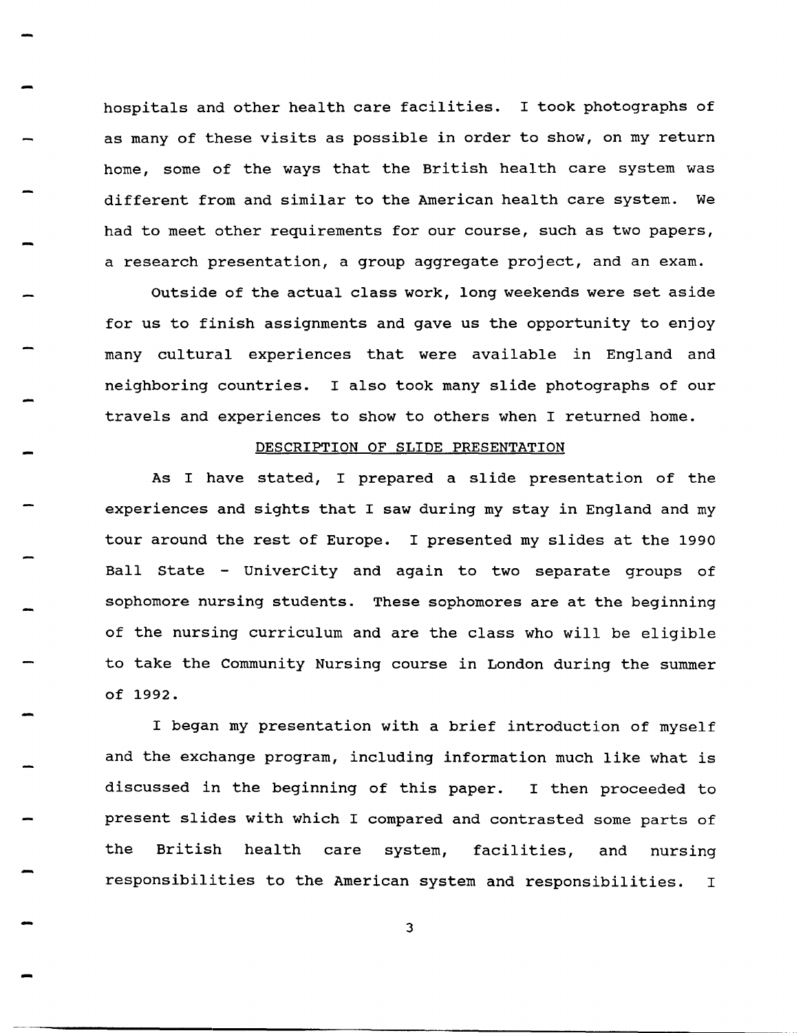hospitals and other health care facilities. I took photographs of as many of these visits as possible in order to show, on my return home, some of the ways that the British health care system was different from and similar to the American health care system. We had to meet other requirements for our course, such as two papers, a research presentation, a group aggregate project, and an exam.

Outside of the actual class work, long weekends were set aside for us to finish assignments and gave us the opportunity to enjoy many cultural experiences that were available in England and neighboring countries. I also took many slide photographs of our travels and experiences to show to others when I returned home.

## DESCRIPTION OF SLIDE PRESENTATION

As I have stated, I prepared a slide presentation of the experiences and sights that I saw during my stay in England and my tour around the rest of Europe. I presented my slides at the 1990 Ball State - UniverCity and again to two separate groups of sophomore nursing students. These sophomores are at the beginning of the nursing curriculum and are the class who will be eligible to take the Community Nursing course in London during the summer of 1992.

I began my presentation with a brief introduction of myself and the exchange program, including information much like what is discussed in the beginning of this paper. I then proceeded to present slides with which I compared and contrasted some parts of the British health care system, facilities, and nursing responsibilities to the American system and responsibilities. I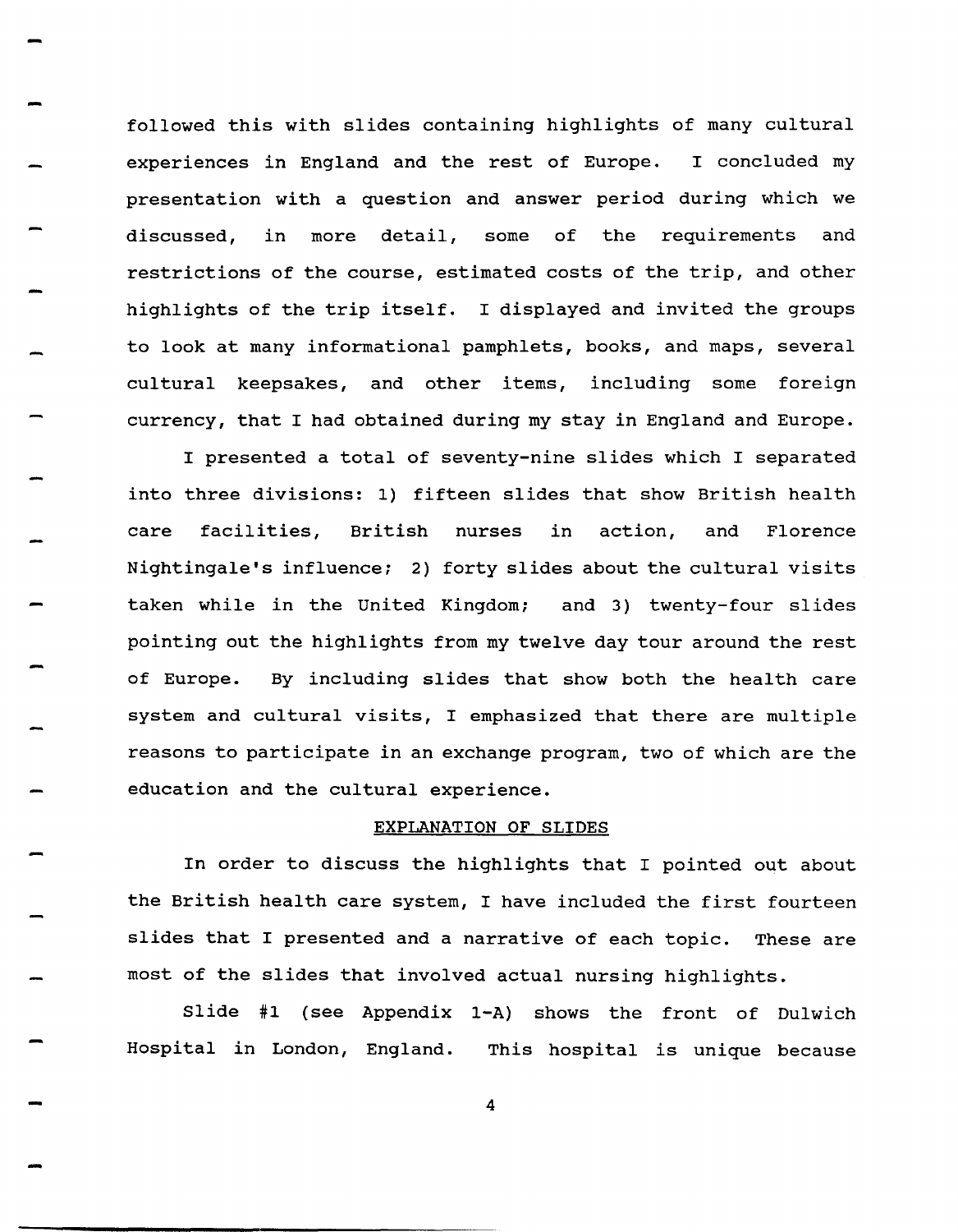followed this with slides containing highlights of many cultural experiences in England and the rest of Europe. I concluded my presentation with a question and answer period during which we discussed, in more detail, some of the requirements and restrictions of the course, estimated costs of the trip, and other highlights of the trip itself. I displayed and invited the groups to look at many informational pamphlets, books, and maps, several cultural keepsakes, and other items, including some foreign currency, that I had obtained during my stay in England and Europe.

I presented a total of seventy-nine slides which I separated into three divisions: 1) fifteen slides that show British health care facilities, British nurses in action, and Florence Nightingale's influence; 2) forty slides about the cultural visits taken while in the United Kingdom; and 3) twenty-four slides pointing out the highlights from my twelve day tour around the rest of Europe. By including slides that show both the health care system and cultural visits, I emphasized that there are multiple reasons to participate in an exchange program, two of which are the education and the cultural experience.

## EXPLANATION OF SLIDES

In order to discuss the highlights that I pointed out about the British health care system, I have included the first fourteen slides that I presented and a narrative of each topic. These are most of the slides that involved actual nursing highlights.

Slide #1 (see Appendix 1-A) shows the front of Dulwich Hospital in London, England. This hospital is unique because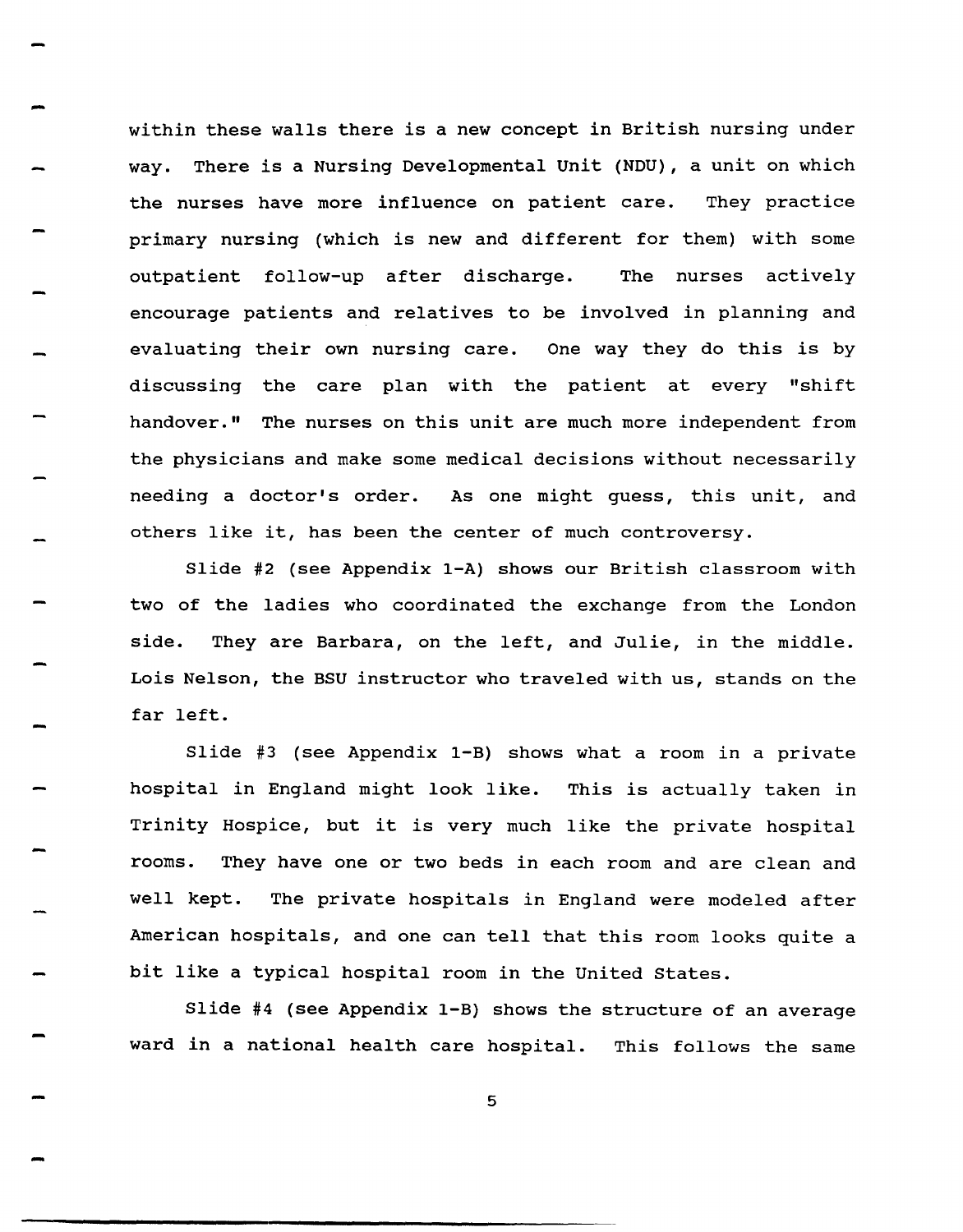within these walls there is a new concept in British nursing under way. There is a Nursing Developmental Unit (NDU), a unit on which the nurses have more influence on patient care. They practice primary nursing (which is new and different for them) with some outpatient follow-up after discharge. The nurses actively encourage patients and relatives to be involved in planning and evaluating their own nursing care. One way they do this is by discussing the care plan with the patient at every "shift handover." The nurses on this unit are much more independent from the physicians and make some medical decisions without necessarily needing a doctor's order. As one might guess, this unit, and others like it, has been the center of much controversy.

Slide #2 (see Appendix 1-A) shows our British classroom with two of the ladies who coordinated the exchange from the London side. They are Barbara, on the left, and Julie, in the middle. Lois Nelson, the BSU instructor who traveled with us, stands on the far left.

Slide #3 (see Appendix 1-B) shows what a room in a private hospital in England might look like. This is actually taken in Trinity Hospice, but it is very much like the private hospital rooms. They have one or two beds in each room and are clean and well kept. The private hospitals in England were modeled after American hospitals, and one can tell that this room looks quite a bit like a typical hospital room in the United States.

Slide #4 (see Appendix 1-B) shows the structure of an average ward in a national health care hospital. This follows the same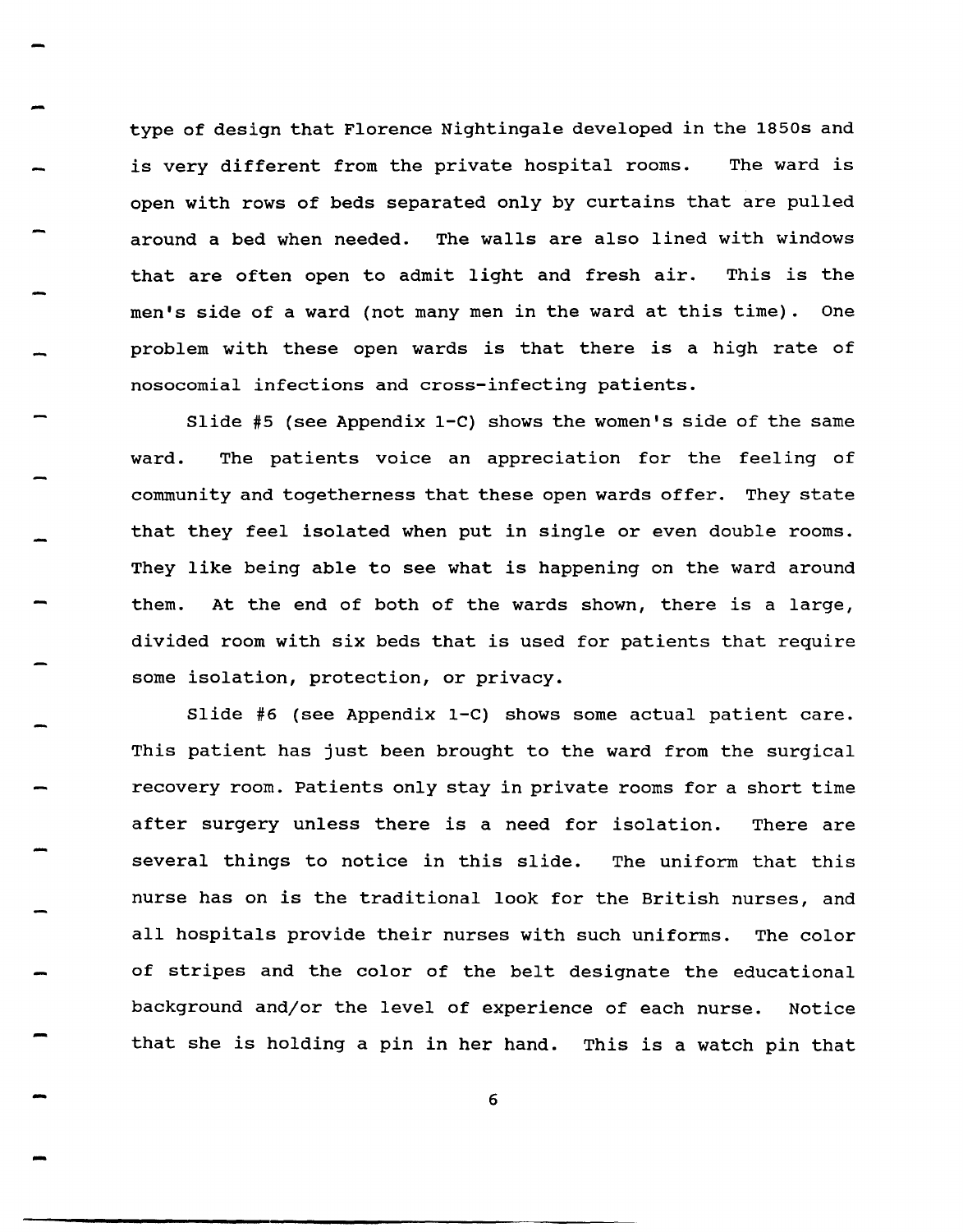type of design that Florence Nightingale developed in the 1850s and is very different from the private hospital rooms. The ward is open with rows of beds separated only by curtains that are pulled around a bed when needed. The walls are also lined with windows that are often open to admit light and fresh air. This is the men's side of a ward (not many men in the ward at this time). One problem with these open wards is that there is a high rate of nosocomial infections and cross-infecting patients.

Slide #5 (see Appendix 1-C) shows the women's side of the same ward. The patients voice an appreciation for the feeling of community and togetherness that these open wards offer. They state that they feel isolated when put in single or even double rooms. They like being able to see what is happening on the ward around them. At the end of both of the wards shown, there is a large, divided room with six beds that is used for patients that require some isolation, protection, or privacy.

Slide #6 (see Appendix 1-C) shows some actual patient care. This patient has just been brought to the ward from the surgical recovery room. Patients only stay in private rooms for a short time after surgery unless there is a need for isolation. There are several things to notice in this slide. The uniform that this nurse has on is the traditional look for the British nurses, and all hospitals provide their nurses with such uniforms. The color of stripes and the color of the belt designate the educational background and/or the level of experience of each nurse. Notice that she is holding a pin in her hand. This is a watch pin that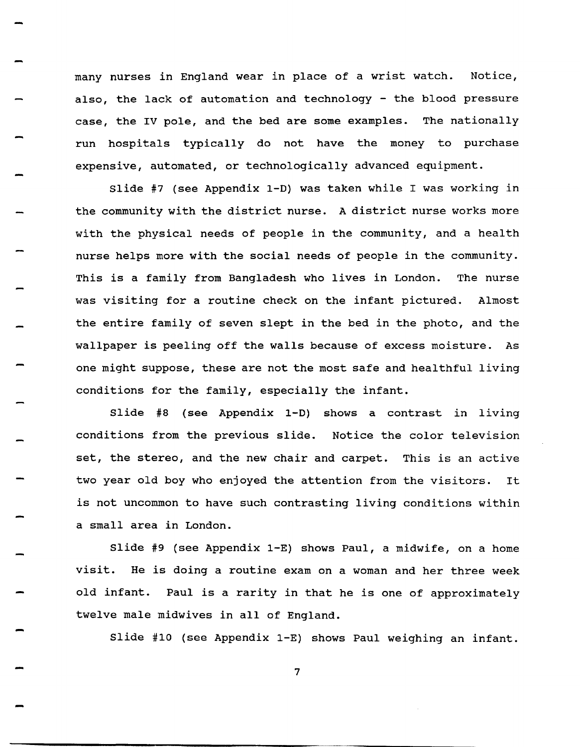many nurses in England wear in place of a wrist watch. Notice, also, the lack of automation and technology - the blood pressure case, the IV pole, and the bed are some examples. The nationally run hospitals typically do not have the money to purchase expensive, automated, or technologically advanced equipment.

Slide #7 (see Appendix 1-D) was taken while I was working in the community with the district nurse. A district nurse works more with the physical needs of people in the community, and a health nurse helps more with the social needs of people in the community. This is a family from Bangladesh who lives in London. The nurse was visiting for a routine check on the infant pictured. Almost the entire family of seven slept in the bed in the photo, and the wallpaper is peeling off the walls because of excess moisture. As one might suppose, these are not the most safe and healthful living conditions for the family, especially the infant.

Slide #8 (see Appendix 1-D) shows a contrast in living conditions from the previous slide. Notice the color television set, the stereo, and the new chair and carpet. This is an active two year old boy who enjoyed the attention from the visitors. It is not uncommon to have such contrasting living conditions within a small area in London.

Slide #9 (see Appendix 1-E) shows Paul, a midwife, on a home visit. He is doing a routine exam on a woman and her three week old infant. Paul is a rarity in that he is one of approximately twelve male midwives in all of England.

Slide #10 (see Appendix 1-E) shows Paul weighing an infant.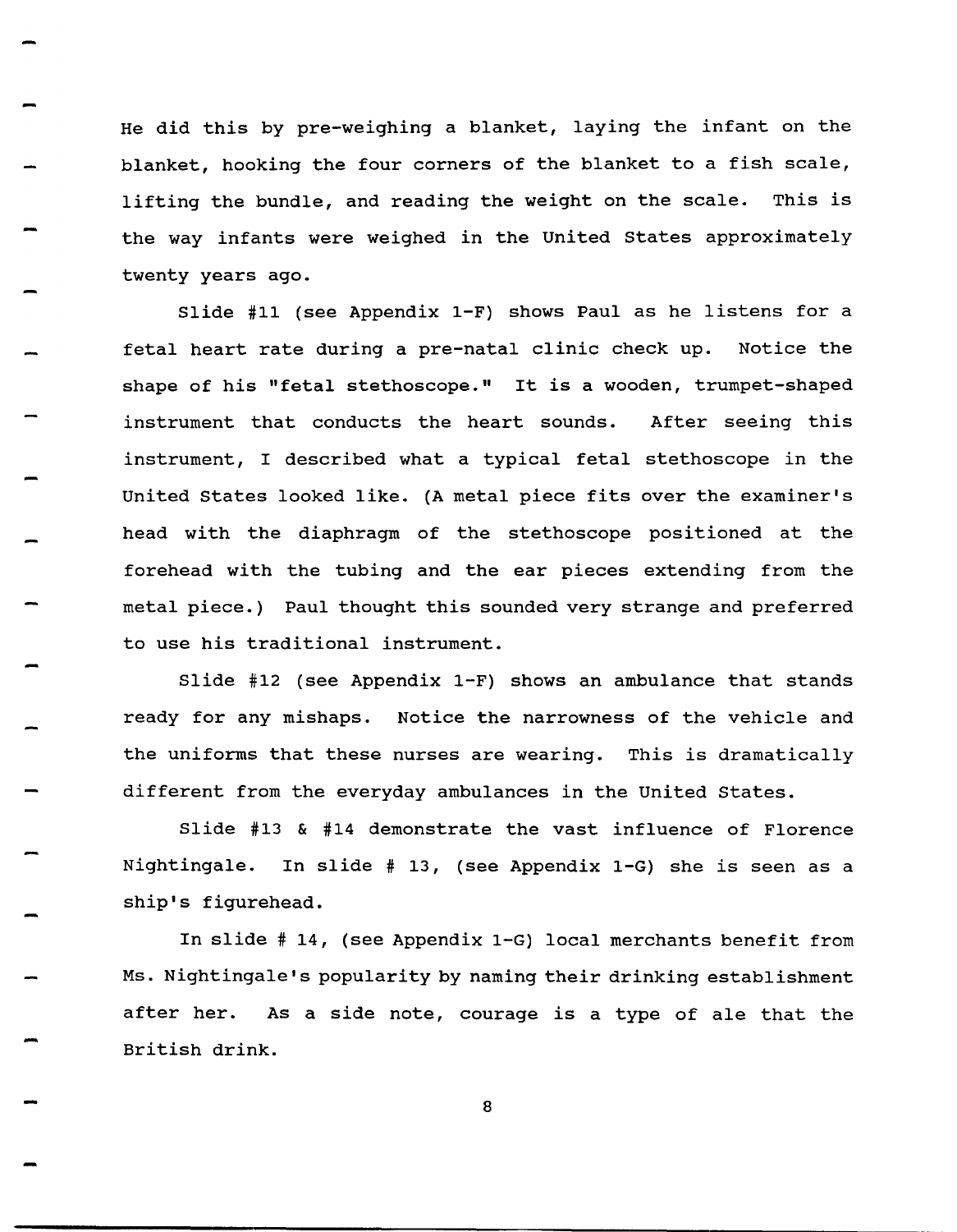He did this by pre-weighing a blanket, laying the infant on the blanket, hooking the four corners of the blanket to a fish scale, lifting the bundle, and reading the weight on the scale. This is the way infants were weighed in the United States approximately twenty years ago.

Slide #11 (see Appendix 1-F) shows Paul as he listens for a fetal heart rate during a pre-natal clinic check up. Notice the shape of his "fetal stethoscope." It is a wooden, trumpet-shaped instrument that conducts the heart sounds. After seeing this instrument, I described what a typical fetal stethoscope in the United States looked like. (A metal piece fits over the examiner's head with the diaphragm of the stethoscope positioned at the forehead with the tubing and the ear pieces extending from the metal piece.) Paul thought this sounded very strange and preferred to use his traditional instrument.

Slide #12 (see Appendix 1-F) shows an ambulance that stands ready for any mishaps. Notice the narrowness of the vehicle and the uniforms that these nurses are wearing. This is dramatically different from the everyday ambulances in the United States.

Slide #13 & #14 demonstrate the vast influence of Florence Nightingale. In slide # 13, (see Appendix 1-G) she is seen as a ship's figurehead.

In slide # 14, (see Appendix 1-G) local merchants benefit from Ms. Nightingale's popularity by naming their drinking establishment after her. As a side note, courage is a type of ale that the British drink.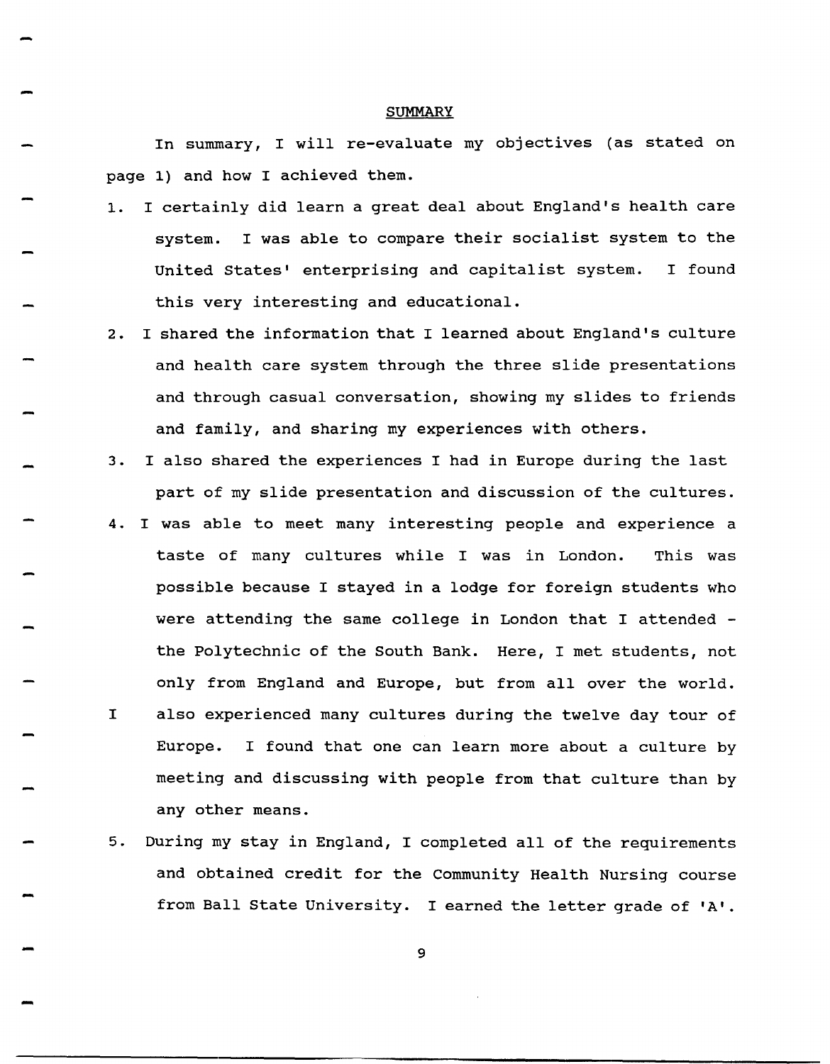## SUMMARY

In summary, I will re-evaluate my objectives (as stated on page 1) and how I achieved them.

1. I certainly did learn a great deal about England's health care system. I was able to compare their socialist system to the United States' enterprising and capitalist system. I found this very interesting and educational.
2. I shared the information that I learned about England's culture and health care system through the three slide presentations and through casual conversation, showing my slides to friends and family, and sharing my experiences with others.
3. I also shared the experiences I had in Europe during the last part of my slide presentation and discussion of the cultures.
4. I was able to meet many interesting people and experience a taste of many cultures while I was in London. This was possible because I stayed in a lodge for foreign students who were attending the same college in London that I attended - the Polytechnic of the South Bank. Here, I met students, not only from England and Europe, but from all over the world. I also experienced many cultures during the twelve day tour of Europe. I found that one can learn more about a culture by meeting and discussing with people from that culture than by any other means.
5. During my stay in England, I completed all of the requirements and obtained credit for the Community Health Nursing course from Ball State University. I earned the letter grade of 'A'.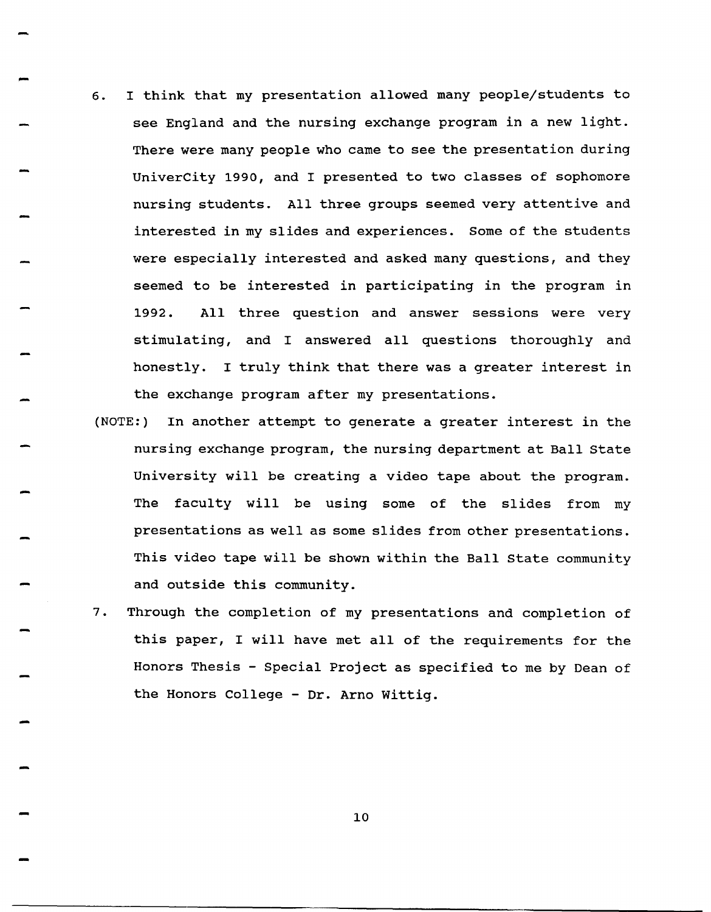6. I think that my presentation allowed many people/students to see England and the nursing exchange program in a new light. There were many people who came to see the presentation during UniverCity 1990, and I presented to two classes of sophomore nursing students. All three groups seemed very attentive and interested in my slides and experiences. Some of the students were especially interested and asked many questions, and they seemed to be interested in participating in the program in 1992. All three question and answer sessions were very stimulating, and I answered all questions thoroughly and honestly. I truly think that there was a greater interest in the exchange program after my presentations.

(NOTE:) In another attempt to generate a greater interest in the nursing exchange program, the nursing department at Ball State University will be creating a video tape about the program. The faculty will be using some of the slides from my presentations as well as some slides from other presentations. This video tape will be shown within the Ball State community and outside this community.

7. Through the completion of my presentations and completion of this paper, I will have met all of the requirements for the Honors Thesis - Special Project as specified to me by Dean of the Honors College - Dr. Arno Wittig.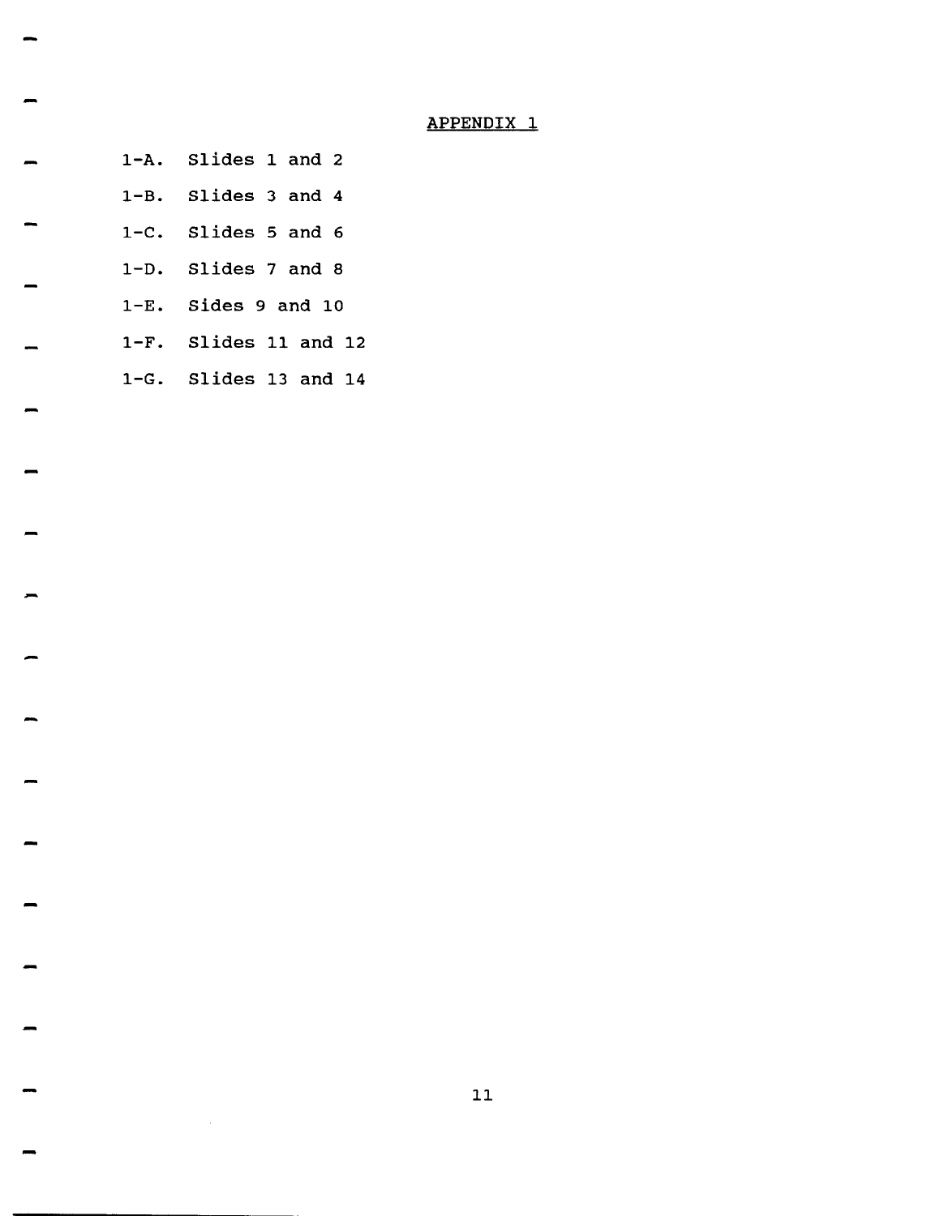# APPENDIX 1

1-A. Slides 1 and 2

1-B. Slides 3 and 4

1-C. Slides 5 and 6

1-D. Slides 7 and 8

1-E. Sides 9 and 10

1-F. Slides 11 and 12

1-G. Slides 13 and 14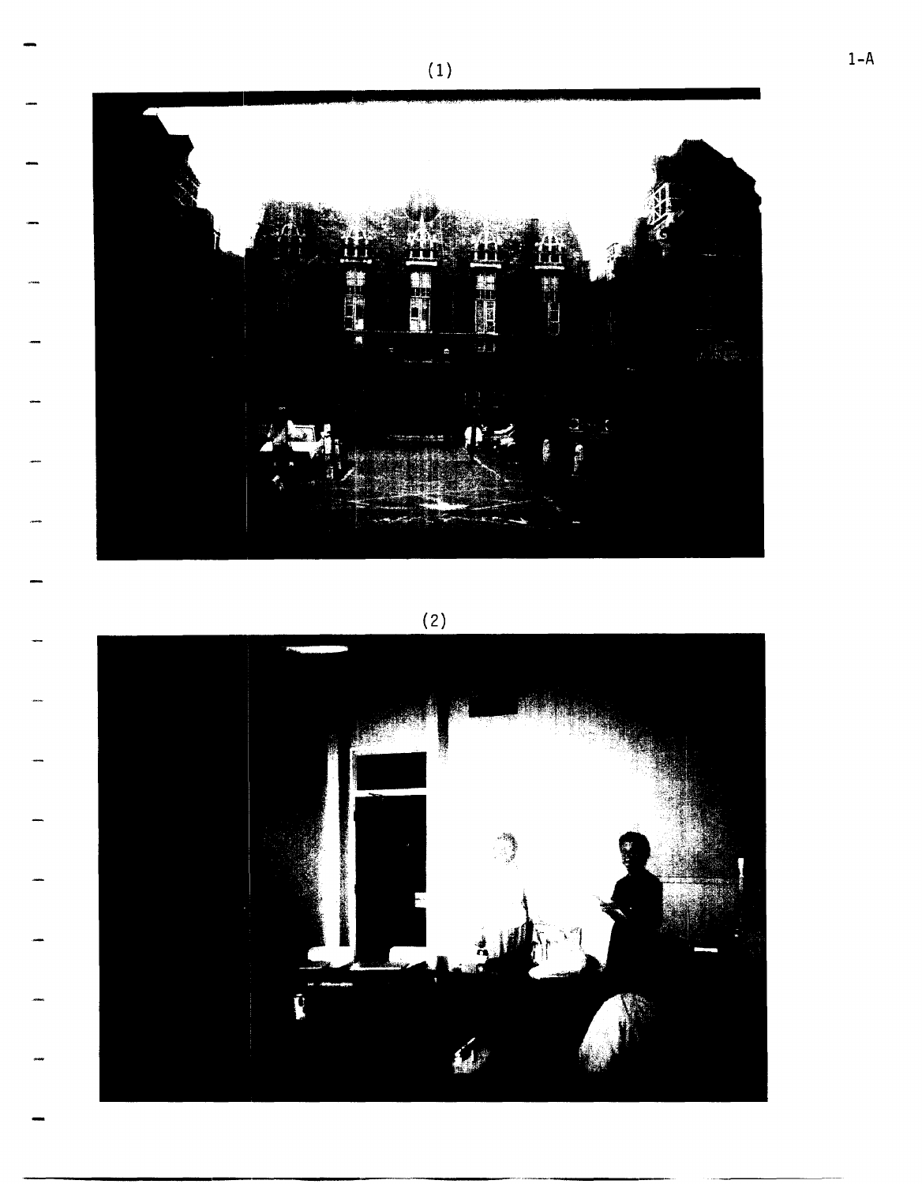(1)

(2)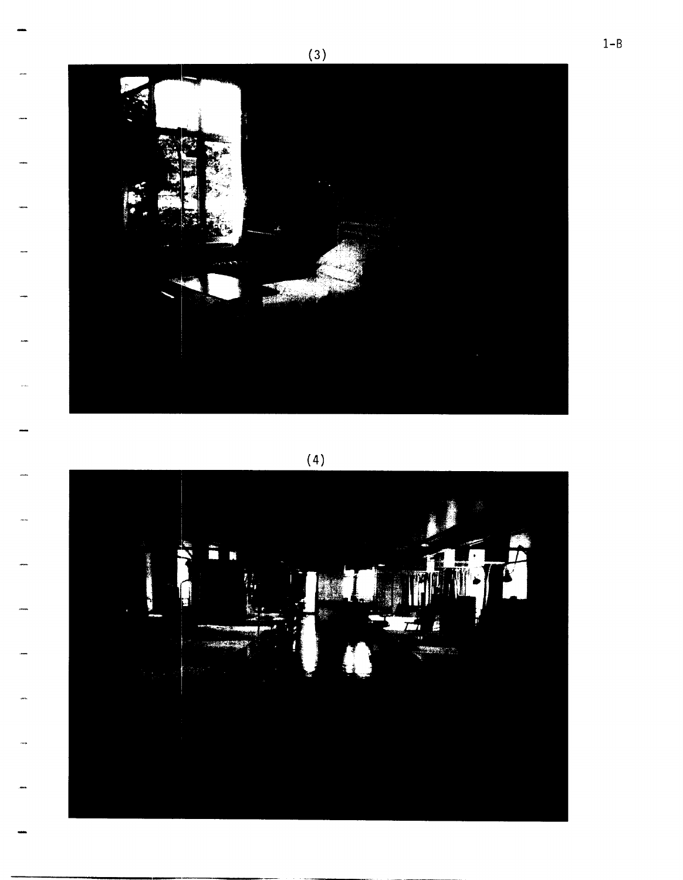(3)

(4)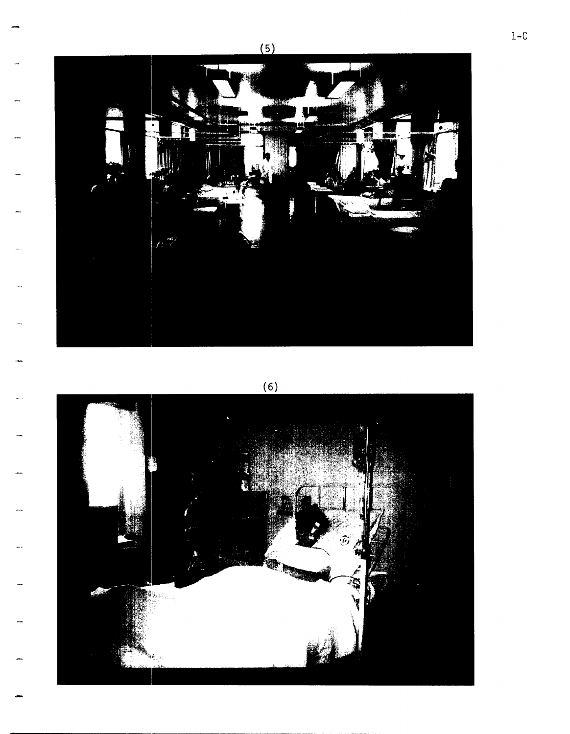(5)

(6)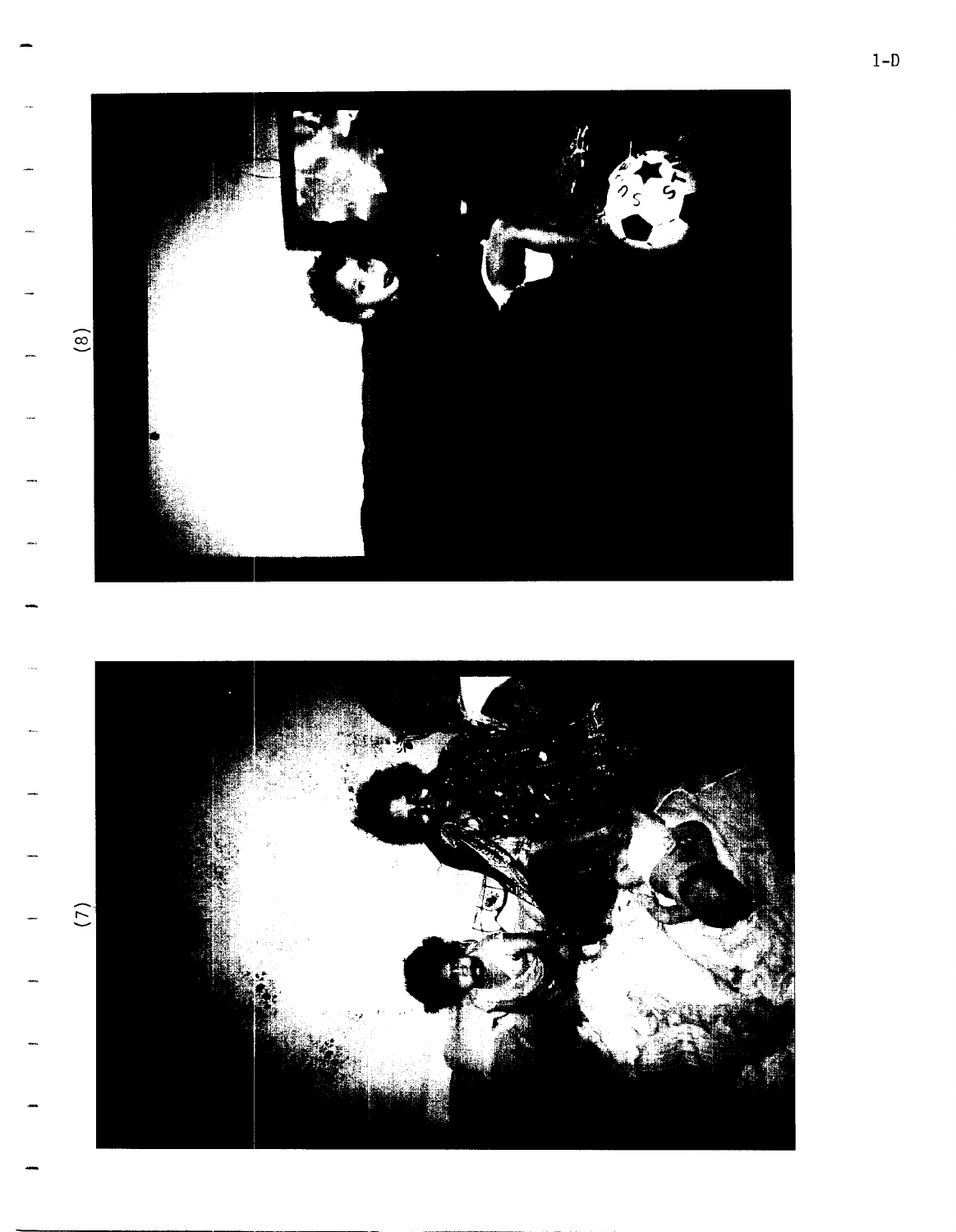(7)

(8)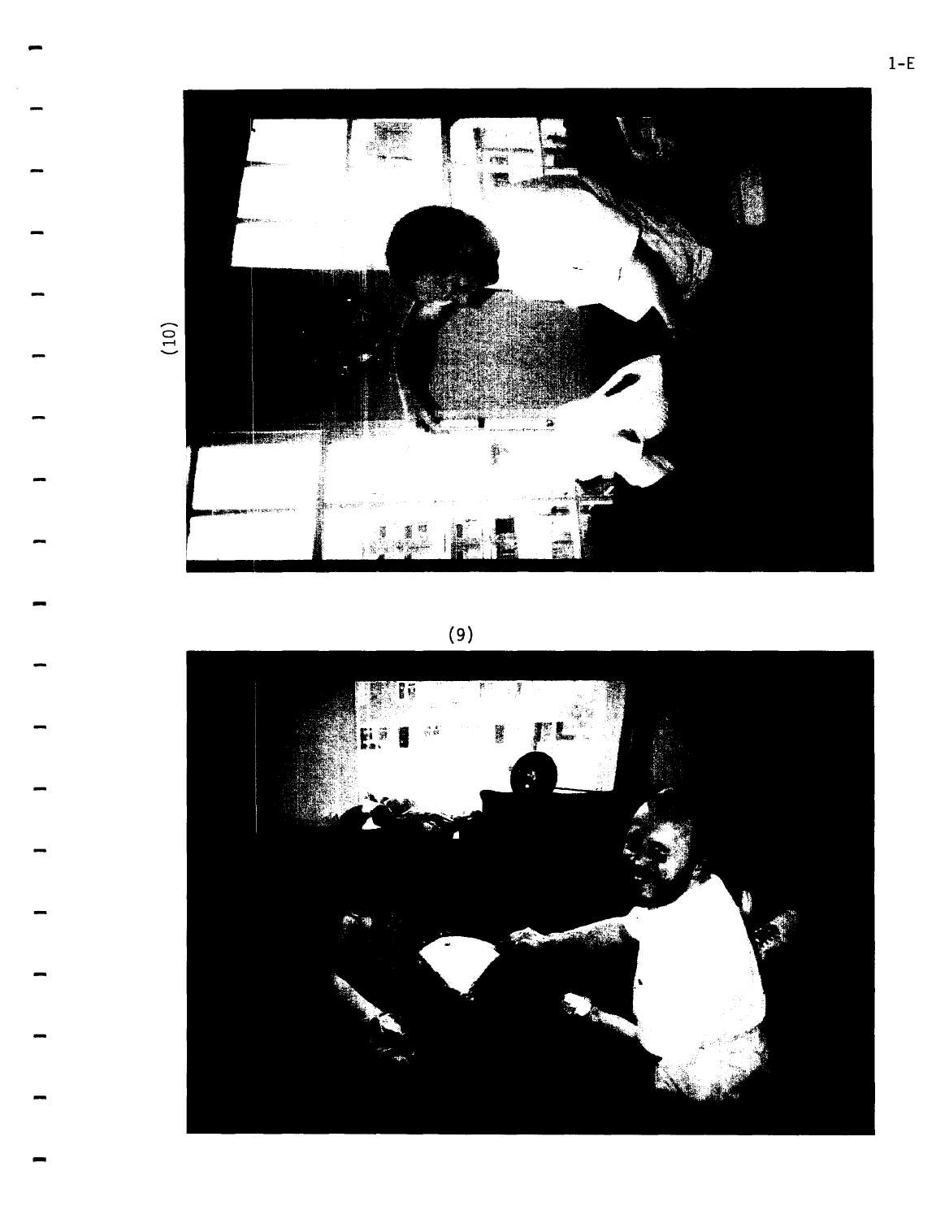(10)

(9)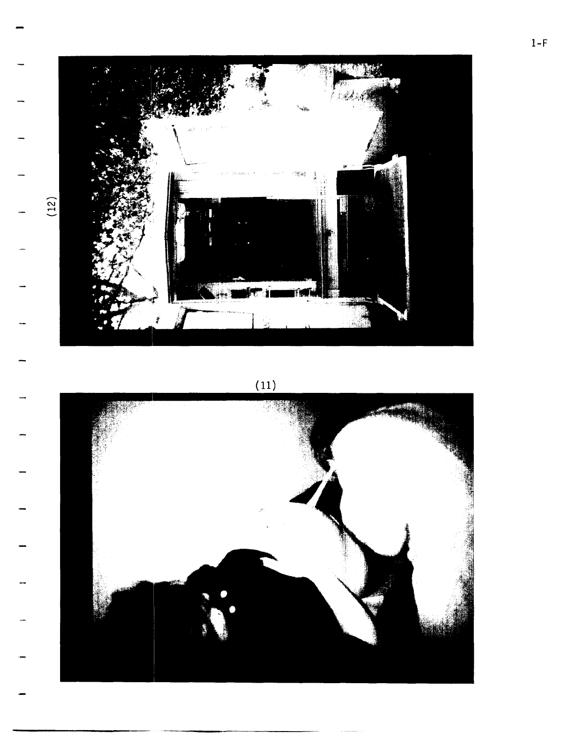(12)

(11)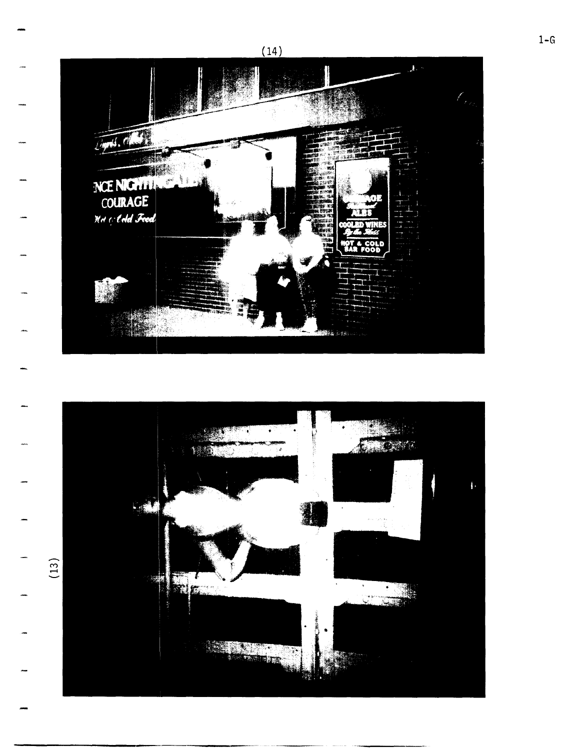(14)

(13)